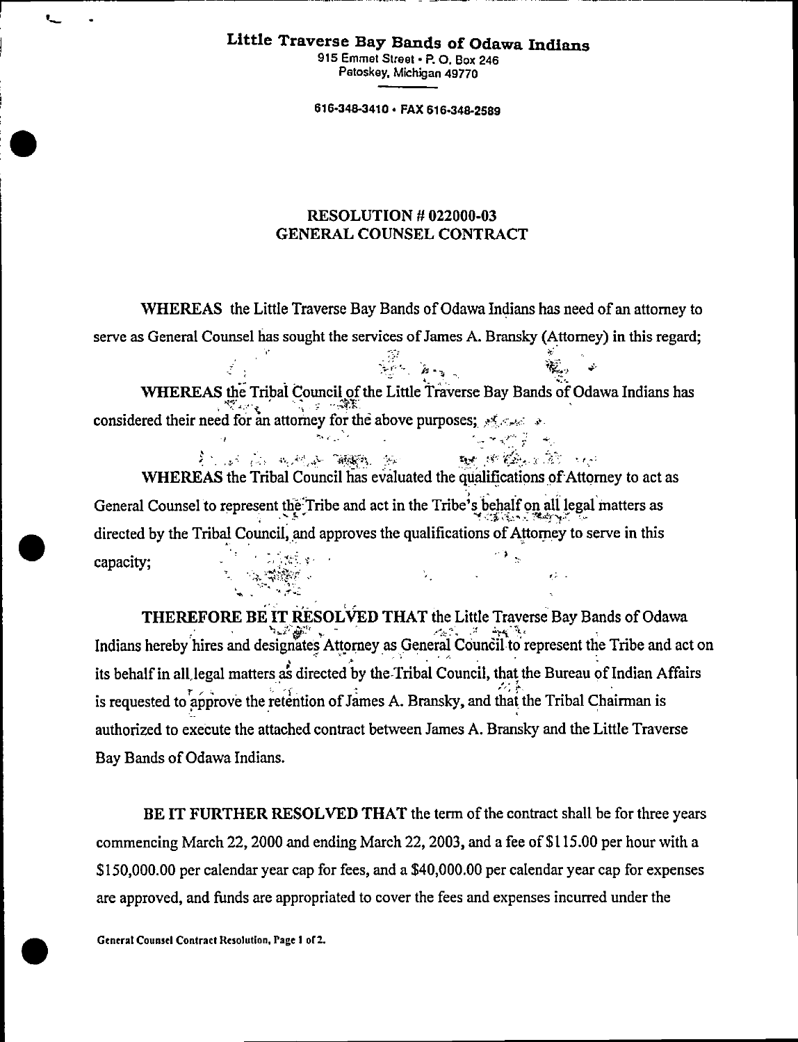**Little Traverse Bay Bands of Odawa Indians**
915 Emmet Street • P. O. Box 246
Petoskey, Michigan 49770

616-348-3410 • FAX 616-348-2589

**RESOLUTION # 022000-03**
**GENERAL COUNSEL CONTRACT**

**WHEREAS** the Little Traverse Bay Bands of Odawa Indians has need of an attorney to serve as General Counsel has sought the services of James A. Bransky (Attorney) in this regard;

**WHEREAS** the Tribal Council of the Little Traverse Bay Bands of Odawa Indians has considered their need for an attorney for the above purposes;

**WHEREAS** the Tribal Council has evaluated the qualifications of Attorney to act as General Counsel to represent the Tribe and act in the Tribe's behalf on all legal matters as directed by the Tribal Council, and approves the qualifications of Attorney to serve in this capacity;

**THEREFORE BE IT RESOLVED THAT** the Little Traverse Bay Bands of Odawa Indians hereby hires and designates Attorney as General Council to represent the Tribe and act on its behalf in all legal matters as directed by the Tribal Council, that the Bureau of Indian Affairs is requested to approve the retention of James A. Bransky, and that the Tribal Chairman is authorized to execute the attached contract between James A. Bransky and the Little Traverse Bay Bands of Odawa Indians.

**BE IT FURTHER RESOLVED THAT** the term of the contract shall be for three years commencing March 22, 2000 and ending March 22, 2003, and a fee of $115.00 per hour with a $150,000.00 per calendar year cap for fees, and a $40,000.00 per calendar year cap for expenses are approved, and funds are appropriated to cover the fees and expenses incurred under the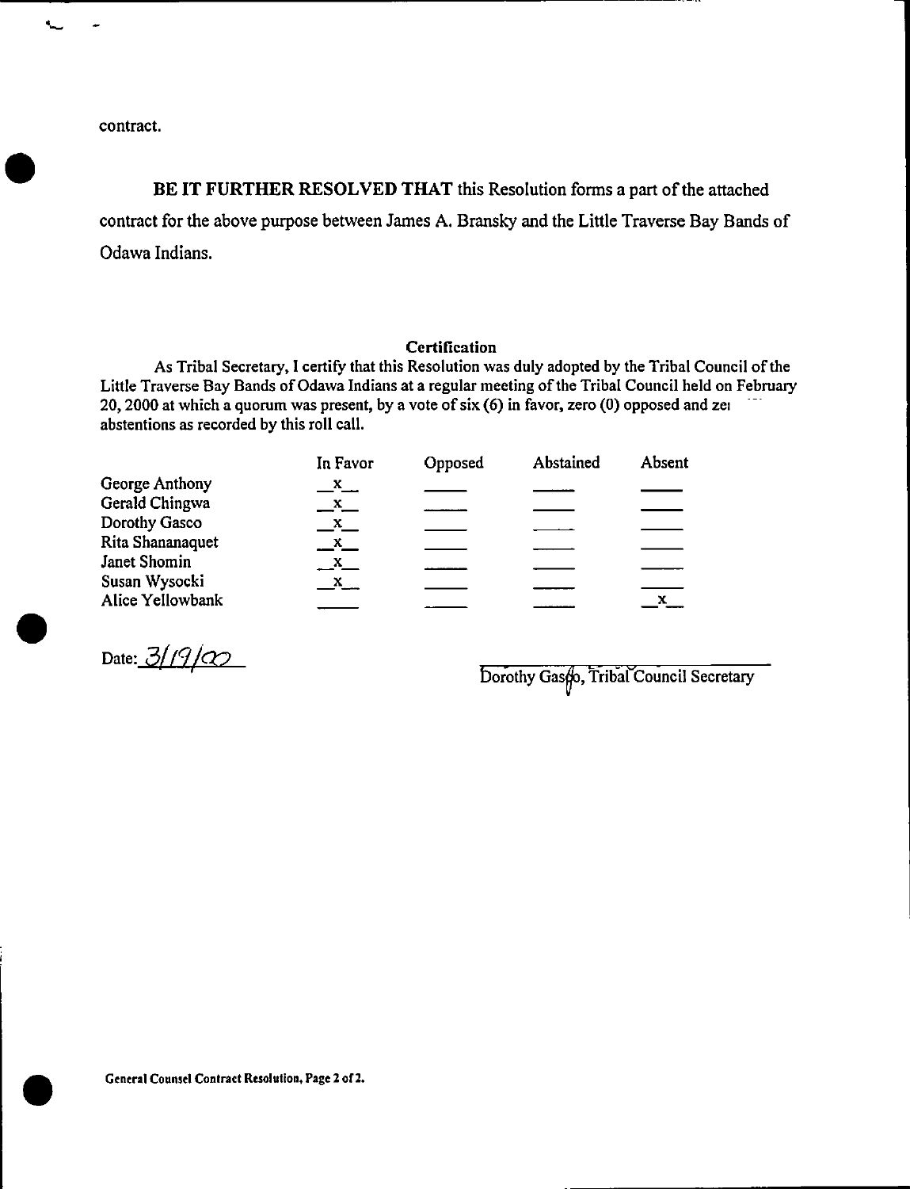contract.

**BE IT FURTHER RESOLVED THAT** this Resolution forms a part of the attached contract for the above purpose between James A. Bransky and the Little Traverse Bay Bands of Odawa Indians.

**Certification**

As Tribal Secretary, I certify that this Resolution was duly adopted by the Tribal Council of the Little Traverse Bay Bands of Odawa Indians at a regular meeting of the Tribal Council held on February 20, 2000 at which a quorum was present, by a vote of six (6) in favor, zero (0) opposed and zei abstentions as recorded by this roll call.

| | In Favor | Opposed | Abstained | Absent |
|---|---|---|---|---|
| George Anthony | x | | | |
| Gerald Chingwa | x | | | |
| Dorothy Gasco | x | | | |
| Rita Shananaquet | x | | | |
| Janet Shomin | x | | | |
| Susan Wysocki | x | | | |
| Alice Yellowbank | | | | x |

Date: 3/19/00

Dorothy Gasco, Tribal Council Secretary

General Counsel Contract Resolution, Page 2 of 2.